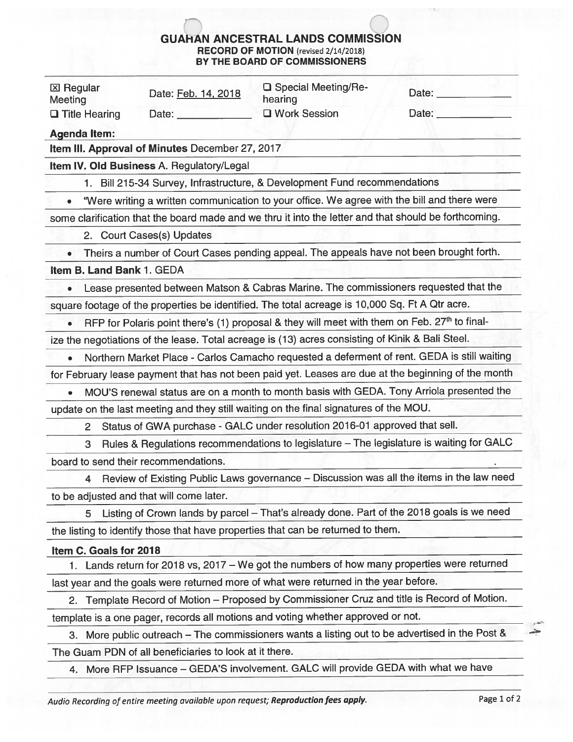## GUAHAN ANCESTRAL LANDS COMMISSION

**RECORD OF MOTION** (revised 2/14/2018)
**BY THE BOARD OF COMMISSIONERS**

| | | | |
|---|---|---|---|
| ☒ Regular Meeting | Date: Feb. 14, 2018 | ☐ Special Meeting/Re-hearing | Date: ____________ |
| ☐ Title Hearing | Date: ____________ | ☐ Work Session | Date: ____________ |

**Agenda Item:**

**Item III. Approval of Minutes** December 27, 2017

**Item IV. Old Business** A. Regulatory/Legal

1. Bill 215-34 Survey, Infrastructure, & Development Fund recommendations
   - "Were writing a written communication to your office. We agree with the bill and there were some clarification that the board made and we thru it into the letter and that should be forthcoming.
2. Court Cases(s) Updates
   - Theirs a number of Court Cases pending appeal. The appeals have not been brought forth.

**Item B. Land Bank** 1. GEDA

- Lease presented between Matson & Cabras Marine. The commissioners requested that the square footage of the properties be identified. The total acreage is 10,000 Sq. Ft A Qtr acre.
- RFP for Polaris point there's (1) proposal & they will meet with them on Feb. 27th to finalize the negotiations of the lease. Total acreage is (13) acres consisting of Kinik & Bali Steel.
- Northern Market Place - Carlos Camacho requested a deferment of rent. GEDA is still waiting for February lease payment that has not been paid yet. Leases are due at the beginning of the month
- MOU'S renewal status are on a month to month basis with GEDA. Tony Arriola presented the update on the last meeting and they still waiting on the final signatures of the MOU.

2. Status of GWA purchase - GALC under resolution 2016-01 approved that sell.
3. Rules & Regulations recommendations to legislature – The legislature is waiting for GALC board to send their recommendations.
4. Review of Existing Public Laws governance – Discussion was all the items in the law need to be adjusted and that will come later.
5. Listing of Crown lands by parcel – That's already done. Part of the 2018 goals is we need the listing to identify those that have properties that can be returned to them.

**Item C. Goals for 2018**

1. Lands return for 2018 vs, 2017 – We got the numbers of how many properties were returned last year and the goals were returned more of what were returned in the year before.
2. Template Record of Motion – Proposed by Commissioner Cruz and title is Record of Motion. template is a one pager, records all motions and voting whether approved or not.
3. More public outreach – The commissioners wants a listing out to be advertised in the Post & The Guam PDN of all beneficiaries to look at it there.
4. More RFP Issuance – GEDA'S involvement. GALC will provide GEDA with what we have

*Audio Recording of entire meeting available upon request; **Reproduction fees apply.***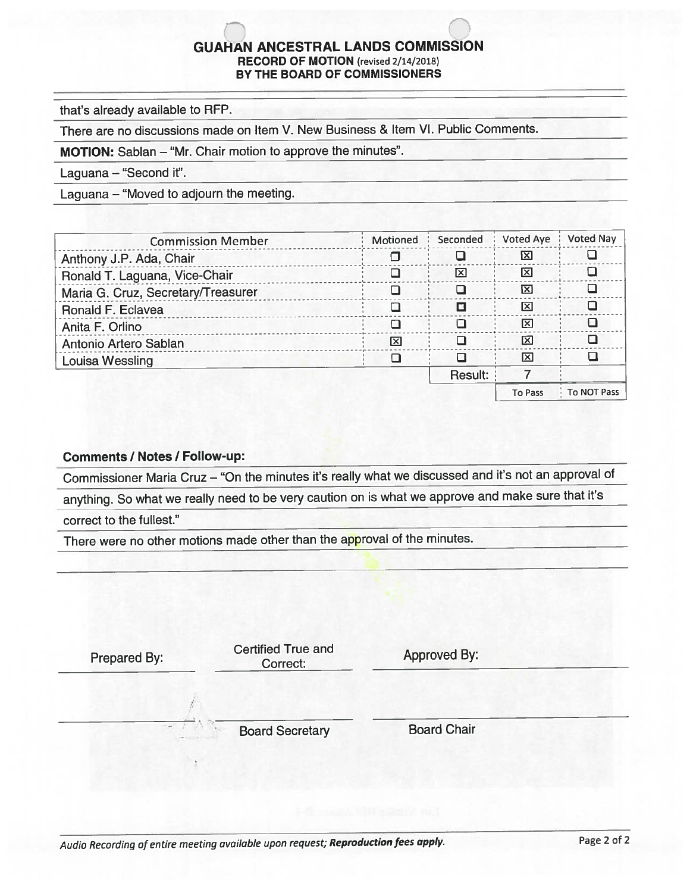# GUAHAN ANCESTRAL LANDS COMMISSION

**RECORD OF MOTION** (revised 2/14/2018)
**BY THE BOARD OF COMMISSIONERS**

that's already available to RFP.

There are no discussions made on Item V. New Business & Item VI. Public Comments.

**MOTION:** Sablan – "Mr. Chair motion to approve the minutes".

Laguana – "Second it".

Laguana – "Moved to adjourn the meeting.

| Commission Member | Motioned | Seconded | Voted Aye | Voted Nay |
|---|---|---|---|---|
| Anthony J.P. Ada, Chair | ☐ | ☐ | ☒ | ☐ |
| Ronald T. Laguana, Vice-Chair | ☐ | ☒ | ☒ | ☐ |
| Maria G. Cruz, Secretary/Treasurer | ☐ | ☐ | ☒ | ☐ |
| Ronald F. Eclavea | ☐ | ☐ | ☒ | ☐ |
| Anita F. Orlino | ☐ | ☐ | ☒ | ☐ |
| Antonio Artero Sablan | ☒ | ☐ | ☒ | ☐ |
| Louisa Wessling | ☐ | ☐ | ☒ | ☐ |
| | | Result: | 7 | |
| | | | To Pass | To NOT Pass |

**Comments / Notes / Follow-up:**

Commissioner Maria Cruz – "On the minutes it's really what we discussed and it's not an approval of anything. So what we really need to be very caution on is what we approve and make sure that it's correct to the fullest."

There were no other motions made other than the approval of the minutes.

| Prepared By: | Certified True and Correct: | Approved By: |
|---|---|---|
| | Board Secretary | Board Chair |

*Audio Recording of entire meeting available upon request;* ***Reproduction fees apply.***